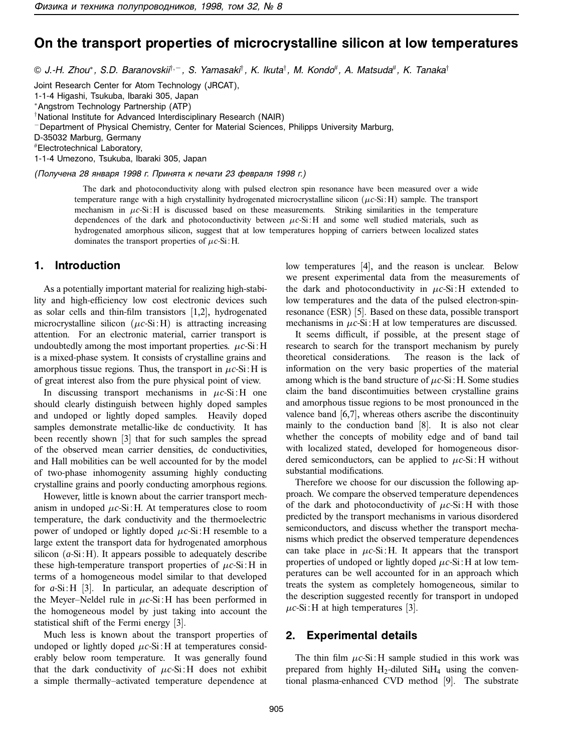# On the transport properties of microcrystalline silicon at low temperatures

© J.-H. Zhou*, S.D. Baranovskii†,−, S. Yamasaki†, K. Ikuta†, M. Kondo#, A. Matsuda#, K. Tanaka†

Joint Research Center for Atom Technology (JRCAT),
1-1-4 Higashi, Tsukuba, Ibaraki 305, Japan
*Angstrom Technology Partnership (ATP)
†National Institute for Advanced Interdisciplinary Research (NAIR)
−Department of Physical Chemistry, Center for Material Sciences, Philipps University Marburg,
D-35032 Marburg, Germany
#Electrotechnical Laboratory,
1-1-4 Umezono, Tsukuba, Ibaraki 305, Japan

*(Получена 28 января 1998 г. Принята к печати 23 февраля 1998 г.)*

The dark and photoconductivity along with pulsed electron spin resonance have been measured over a wide temperature range with a high crystallinity hydrogenated microcrystalline silicon ($\mu c$-Si:H) sample. The transport mechanism in $\mu c$-Si:H is discussed based on these measurements. Striking similarities in the temperature dependences of the dark and photoconductivity between $\mu c$-Si:H and some well studied materials, such as hydrogenated amorphous silicon, suggest that at low temperatures hopping of carriers between localized states dominates the transport properties of $\mu c$-Si:H.

## 1. Introduction

As a potentially important material for realizing high-stability and high-efficiency low cost electronic devices such as solar cells and thin-film transistors [1,2], hydrogenated microcrystalline silicon ($\mu c$-Si:H) is attracting increasing attention. For an electronic material, carrier transport is undoubtedly among the most important properties. $\mu c$-Si:H is a mixed-phase system. It consists of crystalline grains and amorphous tissue regions. Thus, the transport in $\mu c$-Si:H is of great interest also from the pure physical point of view.

In discussing transport mechanisms in $\mu c$-Si:H one should clearly distinguish between highly doped samples and undoped or lightly doped samples. Heavily doped samples demonstrate metallic-like dc conductivity. It has been recently shown [3] that for such samples the spread of the observed mean carrier densities, dc conductivities, and Hall mobilities can be well accounted for by the model of two-phase inhomogenity assuming highly conducting crystalline grains and poorly conducting amorphous regions.

However, little is known about the carrier transport mechanism in undoped $\mu c$-Si:H. At temperatures close to room temperature, the dark conductivity and the thermoelectric power of undoped or lightly doped $\mu c$-Si:H resemble to a large extent the transport data for hydrogenated amorphous silicon ($a$-Si:H). It appears possible to adequately describe these high-temperature transport properties of $\mu c$-Si:H in terms of a homogeneous model similar to that developed for $a$-Si:H [3]. In particular, an adequate description of the Meyer–Neldel rule in $\mu c$-Si:H has been performed in the homogeneous model by just taking into account the statistical shift of the Fermi energy [3].

Much less is known about the transport properties of undoped or lightly doped $\mu c$-Si:H at temperatures considerably below room temperature. It was generally found that the dark conductivity of $\mu c$-Si:H does not exhibit a simple thermally–activated temperature dependence at low temperatures [4], and the reason is unclear. Below we present experimental data from the measurements of the dark and photoconductivity in $\mu c$-Si:H extended to low temperatures and the data of the pulsed electron-spin-resonance (ESR) [5]. Based on these data, possible transport mechanisms in $\mu c$-Si:H at low temperatures are discussed.

It seems difficult, if possible, at the present stage of research to search for the transport mechanism by purely theoretical considerations. The reason is the lack of information on the very basic properties of the material among which is the band structure of $\mu c$-Si:H. Some studies claim the band discontimuities between crystalline grains and amorphous tissue regions to be most pronounced in the valence band [6,7], whereas others ascribe the discontinuity mainly to the conduction band [8]. It is also not clear whether the concepts of mobility edge and of band tail with localized stated, developed for homogeneous disordered semiconductors, can be applied to $\mu c$-Si:H without substantial modifications.

Therefore we choose for our discussion the following approach. We compare the observed temperature dependences of the dark and photoconductivity of $\mu c$-Si:H with those predicted by the transport mechanisms in various disordered semiconductors, and discuss whether the transport mechanisms which predict the observed temperature dependences can take place in $\mu c$-Si:H. It appears that the transport properties of undoped or lightly doped $\mu c$-Si:H at low temperatures can be well accounted for in an approach which treats the system as completely homogeneous, similar to the description suggested recently for transport in undoped $\mu c$-Si:H at high temperatures [3].

## 2. Experimental details

The thin film $\mu c$-Si:H sample studied in this work was prepared from highly $H_2$-diluted $SiH_4$ using the conventional plasma-enhanced CVD method [9]. The substrate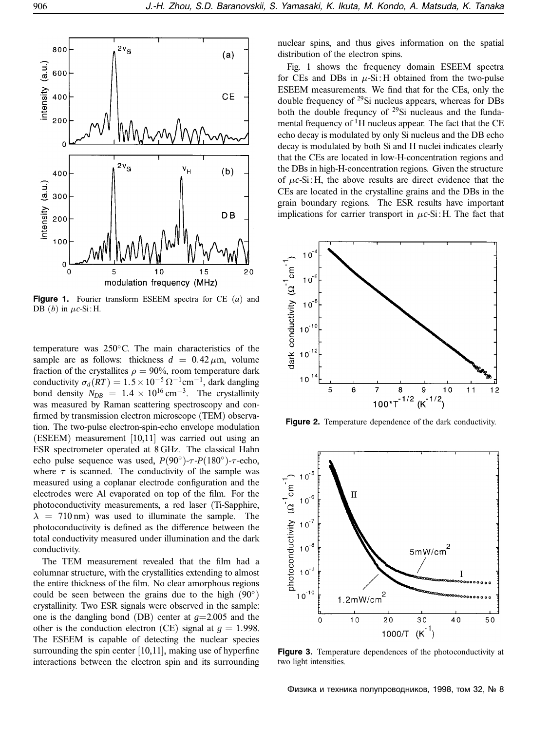Figure 1. Fourier transform ESEEM spectra for CE (*a*) and DB (*b*) in $\mu c$-Si : H.

temperature was 250°C. The main characteristics of the sample are as follows: thickness $d = 0.42\,\mu$m, volume fraction of the crystallites $\rho = 90\%$, room temperature dark conductivity $\sigma_d(RT) = 1.5 \times 10^{-5}\,\Omega^{-1}\text{cm}^{-1}$, dark dangling bond density $N_{DB} = 1.4 \times 10^{16}\,\text{cm}^{-3}$. The crystallinity was measured by Raman scattering spectroscopy and confirmed by transmission electron microscope (TEM) observation. The two-pulse electron-spin-echo envelope modulation (ESEEM) measurement [10,11] was carried out using an ESR spectrometer operated at 8 GHz. The classical Hahn echo pulse sequence was used, $P(90°)$-$\tau$-$P(180°)$-$\tau$-echo, where $\tau$ is scanned. The conductivity of the sample was measured using a coplanar electrode configuration and the electrodes were Al evaporated on top of the film. For the photoconductivity measurements, a red laser (Ti-Sapphire, $\lambda = 710$ nm) was used to illuminate the sample. The photoconductivity is defined as the difference between the total conductivity measured under illumination and the dark conductivity.

The TEM measurement revealed that the film had a columnar structure, with the crystallities extending to almost the entire thickness of the film. No clear amorphous regions could be seen between the grains due to the high (90°) crystallinity. Two ESR signals were observed in the sample: one is the dangling bond (DB) center at $g$=2.005 and the other is the conduction electron (CE) signal at $g = 1.998$. The ESEEM is capable of detecting the nuclear species surrounding the spin center [10,11], making use of hyperfine interactions between the electron spin and its surrounding nuclear spins, and thus gives information on the spatial distribution of the electron spins.

Fig. 1 shows the frequency domain ESEEM spectra for CEs and DBs in $\mu$-Si : H obtained from the two-pulse ESEEM measurements. We find that for the CEs, only the double frequency of $^{29}$Si nucleus appears, whereas for DBs both the double frequncy of $^{29}$Si nucleaus and the fundamental frequency of $^{1}$H nucleus appear. The fact that the CE echo decay is modulated by only Si nucleus and the DB echo decay is modulated by both Si and H nuclei indicates clearly that the CEs are located in low-H-concentration regions and the DBs in high-H-concentration regions. Given the structure of $\mu c$-Si : H, the above results are direct evidence that the CEs are located in the crystalline grains and the DBs in the grain boundary regions. The ESR results have important implications for carrier transport in $\mu c$-Si : H. The fact that

Figure 2. Temperature dependence of the dark conductivity.

Figure 3. Temperature dependences of the photoconductivity at two light intensities.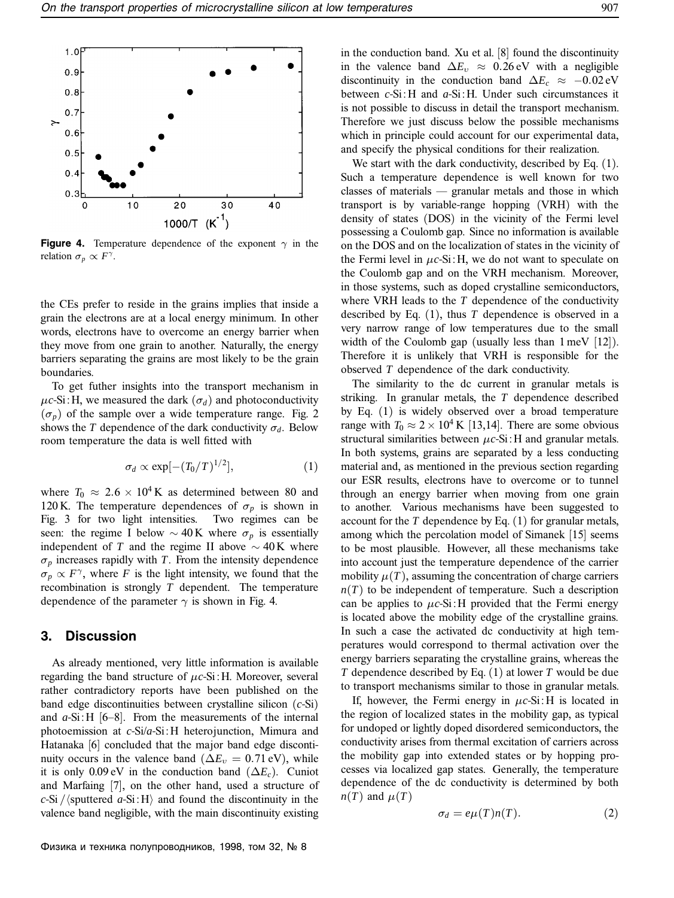**Figure 4.** Temperature dependence of the exponent $\gamma$ in the relation $\sigma_p \propto F^\gamma$.

the CEs prefer to reside in the grains implies that inside a grain the electrons are at a local energy minimum. In other words, electrons have to overcome an energy barrier when they move from one grain to another. Naturally, the energy barriers separating the grains are most likely to be the grain boundaries.

To get futher insights into the transport mechanism in $\mu c$-Si:H, we measured the dark ($\sigma_d$) and photoconductivity ($\sigma_p$) of the sample over a wide temperature range. Fig. 2 shows the $T$ dependence of the dark conductivity $\sigma_d$. Below room temperature the data is well fitted with

$$\sigma_d \propto \exp[-(T_0/T)^{1/2}], \tag{1}$$

where $T_0 \approx 2.6 \times 10^4$ K as determined between 80 and 120 K. The temperature dependences of $\sigma_p$ is shown in Fig. 3 for two light intensities. Two regimes can be seen: the regime I below $\sim 40$ K where $\sigma_p$ is essentially independent of $T$ and the regime II above $\sim 40$ K where $\sigma_p$ increases rapidly with $T$. From the intensity dependence $\sigma_p \propto F^\gamma$, where $F$ is the light intensity, we found that the recombination is strongly $T$ dependent. The temperature dependence of the parameter $\gamma$ is shown in Fig. 4.

## 3. Discussion

As already mentioned, very little information is available regarding the band structure of $\mu c$-Si:H. Moreover, several rather contradictory reports have been published on the band edge discontinuities between crystalline silicon ($c$-Si) and $a$-Si:H [6–8]. From the measurements of the internal photoemission at $c$-Si/$a$-Si:H heterojunction, Mimura and Hatanaka [6] concluded that the major band edge discontinuity occurs in the valence band ($\Delta E_v = 0.71$ eV), while it is only 0.09 eV in the conduction band ($\Delta E_c$). Cuniot and Marfaing [7], on the other hand, used a structure of $c$-Si / ⟨sputtered $a$-Si:H⟩ and found the discontinuity in the valence band negligible, with the main discontinuity existing in the conduction band. Xu et al. [8] found the discontinuity in the valence band $\Delta E_v \approx 0.26$ eV with a negligible discontinuity in the conduction band $\Delta E_c \approx -0.02$ eV between $c$-Si:H and $a$-Si:H. Under such circumstances it is not possible to discuss in detail the transport mechanism. Therefore we just discuss below the possible mechanisms which in principle could account for our experimental data, and specify the physical conditions for their realization.

We start with the dark conductivity, described by Eq. (1). Such a temperature dependence is well known for two classes of materials — granular metals and those in which transport is by variable-range hopping (VRH) with the density of states (DOS) in the vicinity of the Fermi level possessing a Coulomb gap. Since no information is available on the DOS and on the localization of states in the vicinity of the Fermi level in $\mu c$-Si:H, we do not want to speculate on the Coulomb gap and on the VRH mechanism. Moreover, in those systems, such as doped crystalline semiconductors, where VRH leads to the $T$ dependence of the conductivity described by Eq. (1), thus $T$ dependence is observed in a very narrow range of low temperatures due to the small width of the Coulomb gap (usually less than 1 meV [12]). Therefore it is unlikely that VRH is responsible for the observed $T$ dependence of the dark conductivity.

The similarity to the dc current in granular metals is striking. In granular metals, the $T$ dependence described by Eq. (1) is widely observed over a broad temperature range with $T_0 \approx 2 \times 10^4$ K [13,14]. There are some obvious structural similarities between $\mu c$-Si:H and granular metals. In both systems, grains are separated by a less conducting material and, as mentioned in the previous section regarding our ESR results, electrons have to overcome or to tunnel through an energy barrier when moving from one grain to another. Various mechanisms have been suggested to account for the $T$ dependence by Eq. (1) for granular metals, among which the percolation model of Simanek [15] seems to be most plausible. However, all these mechanisms take into account just the temperature dependence of the carrier mobility $\mu(T)$, assuming the concentration of charge carriers $n(T)$ to be independent of temperature. Such a description can be applies to $\mu c$-Si:H provided that the Fermi energy is located above the mobility edge of the crystalline grains. In such a case the activated dc conductivity at high temperatures would correspond to thermal activation over the energy barriers separating the crystalline grains, whereas the $T$ dependence described by Eq. (1) at lower $T$ would be due to transport mechanisms similar to those in granular metals.

If, however, the Fermi energy in $\mu c$-Si:H is located in the region of localized states in the mobility gap, as typical for undoped or lightly doped disordered semiconductors, the conductivity arises from thermal excitation of carriers across the mobility gap into extended states or by hopping processes via localized gap states. Generally, the temperature dependence of the dc conductivity is determined by both $n(T)$ and $\mu(T)$

$$\sigma_d = e\mu(T)n(T). \tag{2}$$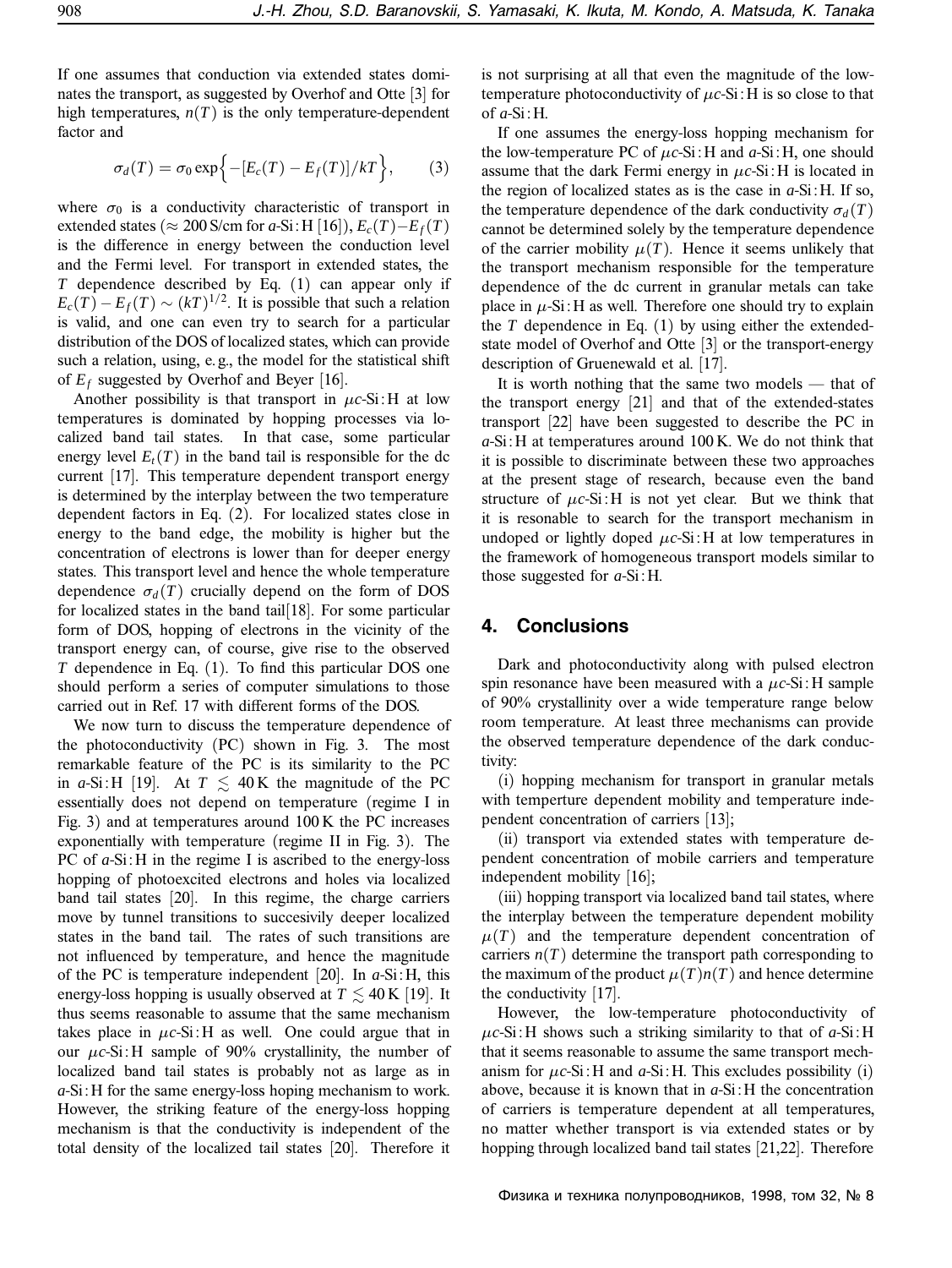If one assumes that conduction via extended states dominates the transport, as suggested by Overhof and Otte [3] for high temperatures, $n(T)$ is the only temperature-dependent factor and

$$\sigma_d(T) = \sigma_0 \exp\Big\{-[E_c(T) - E_f(T)]/kT\Big\}, \qquad (3)$$

where $\sigma_0$ is a conductivity characteristic of transport in extended states ($\approx 200$ S/cm for *a*-Si:H [16]), $E_c(T)-E_f(T)$ is the difference in energy between the conduction level and the Fermi level. For transport in extended states, the $T$ dependence described by Eq. (1) can appear only if $E_c(T) - E_f(T) \sim (kT)^{1/2}$. It is possible that such a relation is valid, and one can even try to search for a particular distribution of the DOS of localized states, which can provide such a relation, using, e.g., the model for the statistical shift of $E_f$ suggested by Overhof and Beyer [16].

Another possibility is that transport in $\mu c$-Si:H at low temperatures is dominated by hopping processes via localized band tail states. In that case, some particular energy level $E_t(T)$ in the band tail is responsible for the dc current [17]. This temperature dependent transport energy is determined by the interplay between the two temperature dependent factors in Eq. (2). For localized states close in energy to the band edge, the mobility is higher but the concentration of electrons is lower than for deeper energy states. This transport level and hence the whole temperature dependence $\sigma_d(T)$ crucially depend on the form of DOS for localized states in the band tail[18]. For some particular form of DOS, hopping of electrons in the vicinity of the transport energy can, of course, give rise to the observed $T$ dependence in Eq. (1). To find this particular DOS one should perform a series of computer simulations to those carried out in Ref. 17 with different forms of the DOS.

We now turn to discuss the temperature dependence of the photoconductivity (PC) shown in Fig. 3. The most remarkable feature of the PC is its similarity to the PC in *a*-Si:H [19]. At $T \lesssim 40$ K the magnitude of the PC essentially does not depend on temperature (regime I in Fig. 3) and at temperatures around 100 K the PC increases exponentially with temperature (regime II in Fig. 3). The PC of *a*-Si:H in the regime I is ascribed to the energy-loss hopping of photoexcited electrons and holes via localized band tail states [20]. In this regime, the charge carriers move by tunnel transitions to succesivily deeper localized states in the band tail. The rates of such transitions are not influenced by temperature, and hence the magnitude of the PC is temperature independent [20]. In *a*-Si:H, this energy-loss hopping is usually observed at $T \lesssim 40$ K [19]. It thus seems reasonable to assume that the same mechanism takes place in $\mu c$-Si:H as well. One could argue that in our $\mu c$-Si:H sample of 90% crystallinity, the number of localized band tail states is probably not as large as in *a*-Si:H for the same energy-loss hoping mechanism to work. However, the striking feature of the energy-loss hopping mechanism is that the conductivity is independent of the total density of the localized tail states [20]. Therefore it is not surprising at all that even the magnitude of the low-temperature photoconductivity of $\mu c$-Si:H is so close to that of *a*-Si:H.

If one assumes the energy-loss hopping mechanism for the low-temperature PC of $\mu c$-Si:H and *a*-Si:H, one should assume that the dark Fermi energy in $\mu c$-Si:H is located in the region of localized states as is the case in *a*-Si:H. If so, the temperature dependence of the dark conductivity $\sigma_d(T)$ cannot be determined solely by the temperature dependence of the carrier mobility $\mu(T)$. Hence it seems unlikely that the transport mechanism responsible for the temperature dependence of the dc current in granular metals can take place in $\mu$-Si:H as well. Therefore one should try to explain the $T$ dependence in Eq. (1) by using either the extended-state model of Overhof and Otte [3] or the transport-energy description of Gruenewald et al. [17].

It is worth nothing that the same two models — that of the transport energy [21] and that of the extended-states transport [22] have been suggested to describe the PC in *a*-Si:H at temperatures around 100 K. We do not think that it is possible to discriminate between these two approaches at the present stage of research, because even the band structure of $\mu c$-Si:H is not yet clear. But we think that it is resonable to search for the transport mechanism in undoped or lightly doped $\mu c$-Si:H at low temperatures in the framework of homogeneous transport models similar to those suggested for *a*-Si:H.

## 4. Conclusions

Dark and photoconductivity along with pulsed electron spin resonance have been measured with a $\mu c$-Si:H sample of 90% crystallinity over a wide temperature range below room temperature. At least three mechanisms can provide the observed temperature dependence of the dark conductivity:

(i) hopping mechanism for transport in granular metals with temperture dependent mobility and temperature independent concentration of carriers [13];

(ii) transport via extended states with temperature dependent concentration of mobile carriers and temperature independent mobility [16];

(iii) hopping transport via localized band tail states, where the interplay between the temperature dependent mobility $\mu(T)$ and the temperature dependent concentration of carriers $n(T)$ determine the transport path corresponding to the maximum of the product $\mu(T)n(T)$ and hence determine the conductivity [17].

However, the low-temperature photoconductivity of $\mu c$-Si:H shows such a striking similarity to that of *a*-Si:H that it seems reasonable to assume the same transport mechanism for $\mu c$-Si:H and *a*-Si:H. This excludes possibility (i) above, because it is known that in *a*-Si:H the concentration of carriers is temperature dependent at all temperatures, no matter whether transport is via extended states or by hopping through localized band tail states [21,22]. Therefore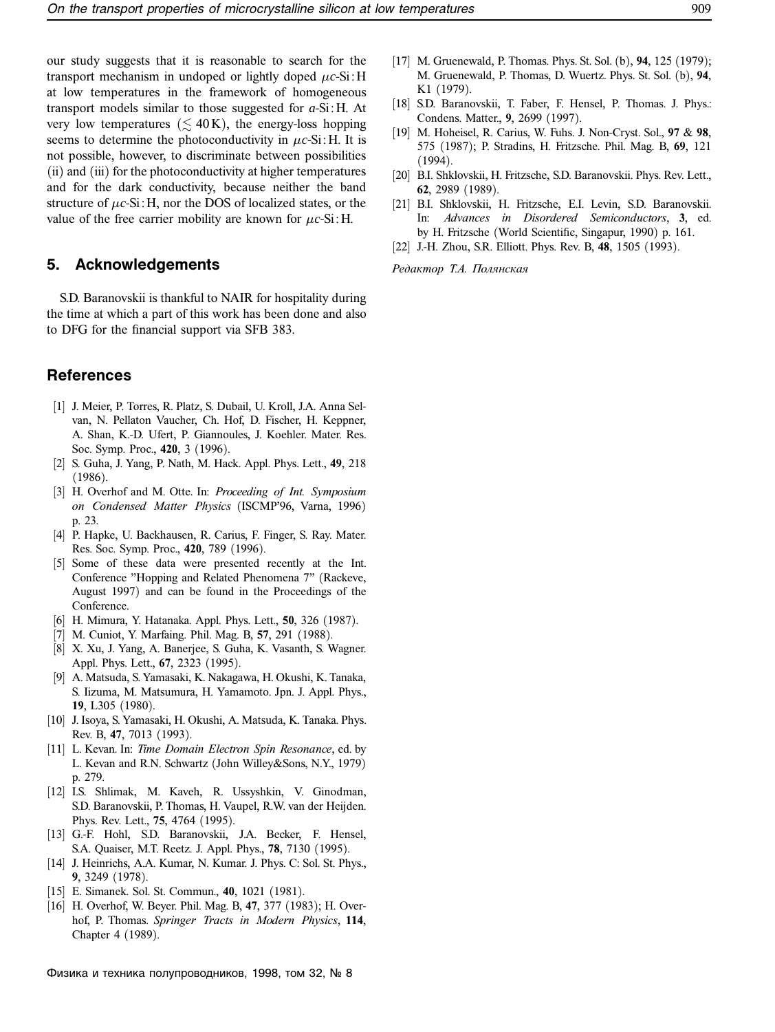our study suggests that it is reasonable to search for the transport mechanism in undoped or lightly doped $\mu c$-Si : H at low temperatures in the framework of homogeneous transport models similar to those suggested for *a*-Si : H. At very low temperatures ($\lesssim 40\,\mathrm{K}$), the energy-loss hopping seems to determine the photoconductivity in $\mu c$-Si : H. It is not possible, however, to discriminate between possibilities (ii) and (iii) for the photoconductivity at higher temperatures and for the dark conductivity, because neither the band structure of $\mu c$-Si : H, nor the DOS of localized states, or the value of the free carrier mobility are known for $\mu c$-Si : H.

## 5. Acknowledgements

S.D. Baranovskii is thankful to NAIR for hospitality during the time at which a part of this work has been done and also to DFG for the financial support via SFB 383.

## References

[1] J. Meier, P. Torres, R. Platz, S. Dubail, U. Kroll, J.A. Anna Selvan, N. Pellaton Vaucher, Ch. Hof, D. Fischer, H. Keppner, A. Shan, K.-D. Ufert, P. Giannoules, J. Koehler. Mater. Res. Soc. Symp. Proc., **420**, 3 (1996).

[2] S. Guha, J. Yang, P. Nath, M. Hack. Appl. Phys. Lett., **49**, 218 (1986).

[3] H. Overhof and M. Otte. In: *Proceeding of Int. Symposium on Condensed Matter Physics* (ISCMP'96, Varna, 1996) p. 23.

[4] P. Hapke, U. Backhausen, R. Carius, F. Finger, S. Ray. Mater. Res. Soc. Symp. Proc., **420**, 789 (1996).

[5] Some of these data were presented recently at the Int. Conference "Hopping and Related Phenomena 7" (Rackeve, August 1997) and can be found in the Proceedings of the Conference.

[6] H. Mimura, Y. Hatanaka. Appl. Phys. Lett., **50**, 326 (1987).

[7] M. Cuniot, Y. Marfaing. Phil. Mag. B, **57**, 291 (1988).

[8] X. Xu, J. Yang, A. Banerjee, S. Guha, K. Vasanth, S. Wagner. Appl. Phys. Lett., **67**, 2323 (1995).

[9] A. Matsuda, S. Yamasaki, K. Nakagawa, H. Okushi, K. Tanaka, S. Iizuma, M. Matsumura, H. Yamamoto. Jpn. J. Appl. Phys., **19**, L305 (1980).

[10] J. Isoya, S. Yamasaki, H. Okushi, A. Matsuda, K. Tanaka. Phys. Rev. B, **47**, 7013 (1993).

[11] L. Kevan. In: *Time Domain Electron Spin Resonance*, ed. by L. Kevan and R.N. Schwartz (John Willey&Sons, N.Y., 1979) p. 279.

[12] I.S. Shlimak, M. Kaveh, R. Ussyshkin, V. Ginodman, S.D. Baranovskii, P. Thomas, H. Vaupel, R.W. van der Heijden. Phys. Rev. Lett., **75**, 4764 (1995).

[13] G.-F. Hohl, S.D. Baranovskii, J.A. Becker, F. Hensel, S.A. Quaiser, M.T. Reetz. J. Appl. Phys., **78**, 7130 (1995).

[14] J. Heinrichs, A.A. Kumar, N. Kumar. J. Phys. C: Sol. St. Phys., **9**, 3249 (1978).

[15] E. Simanek. Sol. St. Commun., **40**, 1021 (1981).

[16] H. Overhof, W. Beyer. Phil. Mag. B, **47**, 377 (1983); H. Overhof, P. Thomas. *Springer Tracts in Modern Physics*, **114**, Chapter 4 (1989).

[17] M. Gruenewald, P. Thomas. Phys. St. Sol. (b), **94**, 125 (1979); M. Gruenewald, P. Thomas, D. Wuertz. Phys. St. Sol. (b), **94**, K1 (1979).

[18] S.D. Baranovskii, T. Faber, F. Hensel, P. Thomas. J. Phys.: Condens. Matter., **9**, 2699 (1997).

[19] M. Hoheisel, R. Carius, W. Fuhs. J. Non-Cryst. Sol., **97** & **98**, 575 (1987); P. Stradins, H. Fritzsche. Phil. Mag. B, **69**, 121 (1994).

[20] B.I. Shklovskii, H. Fritzsche, S.D. Baranovskii. Phys. Rev. Lett., **62**, 2989 (1989).

[21] B.I. Shklovskii, H. Fritzsche, E.I. Levin, S.D. Baranovskii. In: *Advances in Disordered Semiconductors*, **3**, ed. by H. Fritzsche (World Scientific, Singapur, 1990) p. 161.

[22] J.-H. Zhou, S.R. Elliott. Phys. Rev. B, **48**, 1505 (1993).

*Редактор Т.А. Полянская*